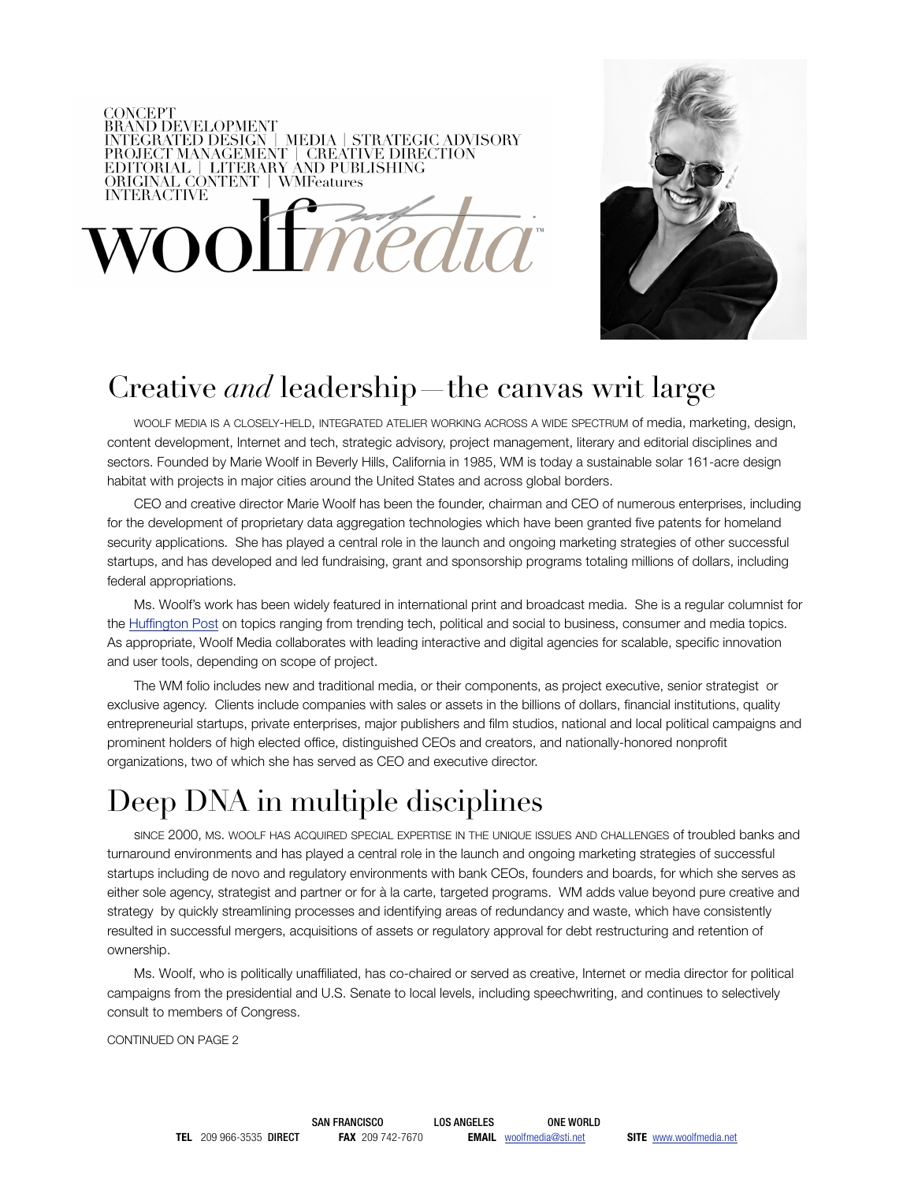CONCEPT
BRAND DEVELOPMENT
INTEGRATED DESIGN | MEDIA | STRATEGIC ADVISORY
PROJECT MANAGEMENT | CREATIVE DIRECTION
EDITORIAL | LITERARY AND PUBLISHING
ORIGINAL CONTENT | WMFeatures
INTERACTIVE

woolf*media*™

# Creative *and* leadership—the canvas writ large

WOOLF MEDIA IS A CLOSELY-HELD, INTEGRATED ATELIER WORKING ACROSS A WIDE SPECTRUM of media, marketing, design, content development, Internet and tech, strategic advisory, project management, literary and editorial disciplines and sectors. Founded by Marie Woolf in Beverly Hills, California in 1985, WM is today a sustainable solar 161-acre design habitat with projects in major cities around the United States and across global borders.

CEO and creative director Marie Woolf has been the founder, chairman and CEO of numerous enterprises, including for the development of proprietary data aggregation technologies which have been granted five patents for homeland security applications. She has played a central role in the launch and ongoing marketing strategies of other successful startups, and has developed and led fundraising, grant and sponsorship programs totaling millions of dollars, including federal appropriations.

Ms. Woolf's work has been widely featured in international print and broadcast media. She is a regular columnist for the Huffington Post on topics ranging from trending tech, political and social to business, consumer and media topics. As appropriate, Woolf Media collaborates with leading interactive and digital agencies for scalable, specific innovation and user tools, depending on scope of project.

The WM folio includes new and traditional media, or their components, as project executive, senior strategist or exclusive agency. Clients include companies with sales or assets in the billions of dollars, financial institutions, quality entrepreneurial startups, private enterprises, major publishers and film studios, national and local political campaigns and prominent holders of high elected office, distinguished CEOs and creators, and nationally-honored nonprofit organizations, two of which she has served as CEO and executive director.

# Deep DNA in multiple disciplines

SINCE 2000, MS. WOOLF HAS ACQUIRED SPECIAL EXPERTISE IN THE UNIQUE ISSUES AND CHALLENGES of troubled banks and turnaround environments and has played a central role in the launch and ongoing marketing strategies of successful startups including de novo and regulatory environments with bank CEOs, founders and boards, for which she serves as either sole agency, strategist and partner or for à la carte, targeted programs. WM adds value beyond pure creative and strategy by quickly streamlining processes and identifying areas of redundancy and waste, which have consistently resulted in successful mergers, acquisitions of assets or regulatory approval for debt restructuring and retention of ownership.

Ms. Woolf, who is politically unaffiliated, has co-chaired or served as creative, Internet or media director for political campaigns from the presidential and U.S. Senate to local levels, including speechwriting, and continues to selectively consult to members of Congress.

CONTINUED ON PAGE 2

SAN FRANCISCO LOS ANGELES ONE WORLD

**TEL** 209 966-3535 **DIRECT** **FAX** 209 742-7670 **EMAIL** woolfmedia@sti.net **SITE** www.woolfmedia.net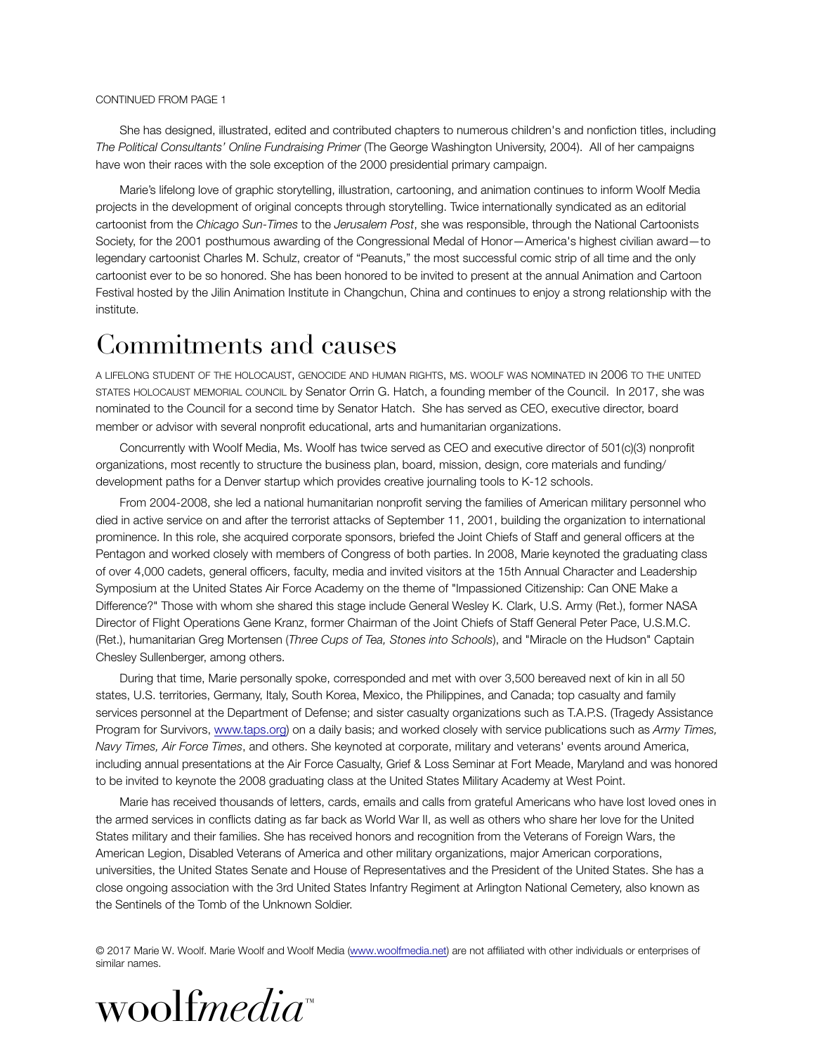CONTINUED FROM PAGE 1

She has designed, illustrated, edited and contributed chapters to numerous children's and nonfiction titles, including *The Political Consultants' Online Fundraising Primer* (The George Washington University, 2004). All of her campaigns have won their races with the sole exception of the 2000 presidential primary campaign.

Marie's lifelong love of graphic storytelling, illustration, cartooning, and animation continues to inform Woolf Media projects in the development of original concepts through storytelling. Twice internationally syndicated as an editorial cartoonist from the *Chicago Sun-Times* to the *Jerusalem Post*, she was responsible, through the National Cartoonists Society, for the 2001 posthumous awarding of the Congressional Medal of Honor—America's highest civilian award—to legendary cartoonist Charles M. Schulz, creator of "Peanuts," the most successful comic strip of all time and the only cartoonist ever to be so honored. She has been honored to be invited to present at the annual Animation and Cartoon Festival hosted by the Jilin Animation Institute in Changchun, China and continues to enjoy a strong relationship with the institute.

# Commitments and causes

A LIFELONG STUDENT OF THE HOLOCAUST, GENOCIDE AND HUMAN RIGHTS, MS. WOOLF WAS NOMINATED IN 2006 TO THE UNITED STATES HOLOCAUST MEMORIAL COUNCIL by Senator Orrin G. Hatch, a founding member of the Council. In 2017, she was nominated to the Council for a second time by Senator Hatch. She has served as CEO, executive director, board member or advisor with several nonprofit educational, arts and humanitarian organizations.

Concurrently with Woolf Media, Ms. Woolf has twice served as CEO and executive director of 501(c)(3) nonprofit organizations, most recently to structure the business plan, board, mission, design, core materials and funding/development paths for a Denver startup which provides creative journaling tools to K-12 schools.

From 2004-2008, she led a national humanitarian nonprofit serving the families of American military personnel who died in active service on and after the terrorist attacks of September 11, 2001, building the organization to international prominence. In this role, she acquired corporate sponsors, briefed the Joint Chiefs of Staff and general officers at the Pentagon and worked closely with members of Congress of both parties. In 2008, Marie keynoted the graduating class of over 4,000 cadets, general officers, faculty, media and invited visitors at the 15th Annual Character and Leadership Symposium at the United States Air Force Academy on the theme of "Impassioned Citizenship: Can ONE Make a Difference?" Those with whom she shared this stage include General Wesley K. Clark, U.S. Army (Ret.), former NASA Director of Flight Operations Gene Kranz, former Chairman of the Joint Chiefs of Staff General Peter Pace, U.S.M.C. (Ret.), humanitarian Greg Mortensen (*Three Cups of Tea, Stones into Schools*), and "Miracle on the Hudson" Captain Chesley Sullenberger, among others.

During that time, Marie personally spoke, corresponded and met with over 3,500 bereaved next of kin in all 50 states, U.S. territories, Germany, Italy, South Korea, Mexico, the Philippines, and Canada; top casualty and family services personnel at the Department of Defense; and sister casualty organizations such as T.A.P.S. (Tragedy Assistance Program for Survivors, www.taps.org) on a daily basis; and worked closely with service publications such as *Army Times, Navy Times, Air Force Times*, and others. She keynoted at corporate, military and veterans' events around America, including annual presentations at the Air Force Casualty, Grief & Loss Seminar at Fort Meade, Maryland and was honored to be invited to keynote the 2008 graduating class at the United States Military Academy at West Point.

Marie has received thousands of letters, cards, emails and calls from grateful Americans who have lost loved ones in the armed services in conflicts dating as far back as World War II, as well as others who share her love for the United States military and their families. She has received honors and recognition from the Veterans of Foreign Wars, the American Legion, Disabled Veterans of America and other military organizations, major American corporations, universities, the United States Senate and House of Representatives and the President of the United States. She has a close ongoing association with the 3rd United States Infantry Regiment at Arlington National Cemetery, also known as the Sentinels of the Tomb of the Unknown Soldier.

© 2017 Marie W. Woolf. Marie Woolf and Woolf Media (www.woolfmedia.net) are not affiliated with other individuals or enterprises of similar names.

woolf*media*™